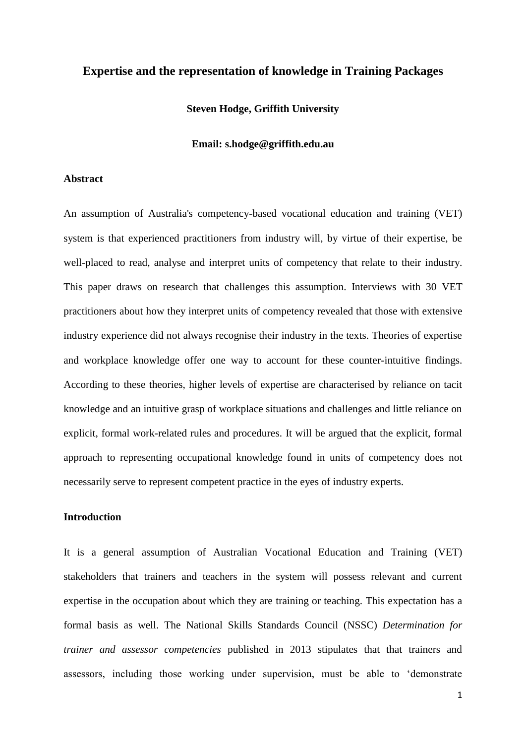# Expertise and the representation of knowledge in Training Packages

**Steven Hodge, Griffith University**

**Email: s.hodge@griffith.edu.au**

## Abstract

An assumption of Australia's competency-based vocational education and training (VET) system is that experienced practitioners from industry will, by virtue of their expertise, be well-placed to read, analyse and interpret units of competency that relate to their industry. This paper draws on research that challenges this assumption. Interviews with 30 VET practitioners about how they interpret units of competency revealed that those with extensive industry experience did not always recognise their industry in the texts. Theories of expertise and workplace knowledge offer one way to account for these counter-intuitive findings. According to these theories, higher levels of expertise are characterised by reliance on tacit knowledge and an intuitive grasp of workplace situations and challenges and little reliance on explicit, formal work-related rules and procedures. It will be argued that the explicit, formal approach to representing occupational knowledge found in units of competency does not necessarily serve to represent competent practice in the eyes of industry experts.

## Introduction

It is a general assumption of Australian Vocational Education and Training (VET) stakeholders that trainers and teachers in the system will possess relevant and current expertise in the occupation about which they are training or teaching. This expectation has a formal basis as well. The National Skills Standards Council (NSSC) *Determination for trainer and assessor competencies* published in 2013 stipulates that that trainers and assessors, including those working under supervision, must be able to 'demonstrate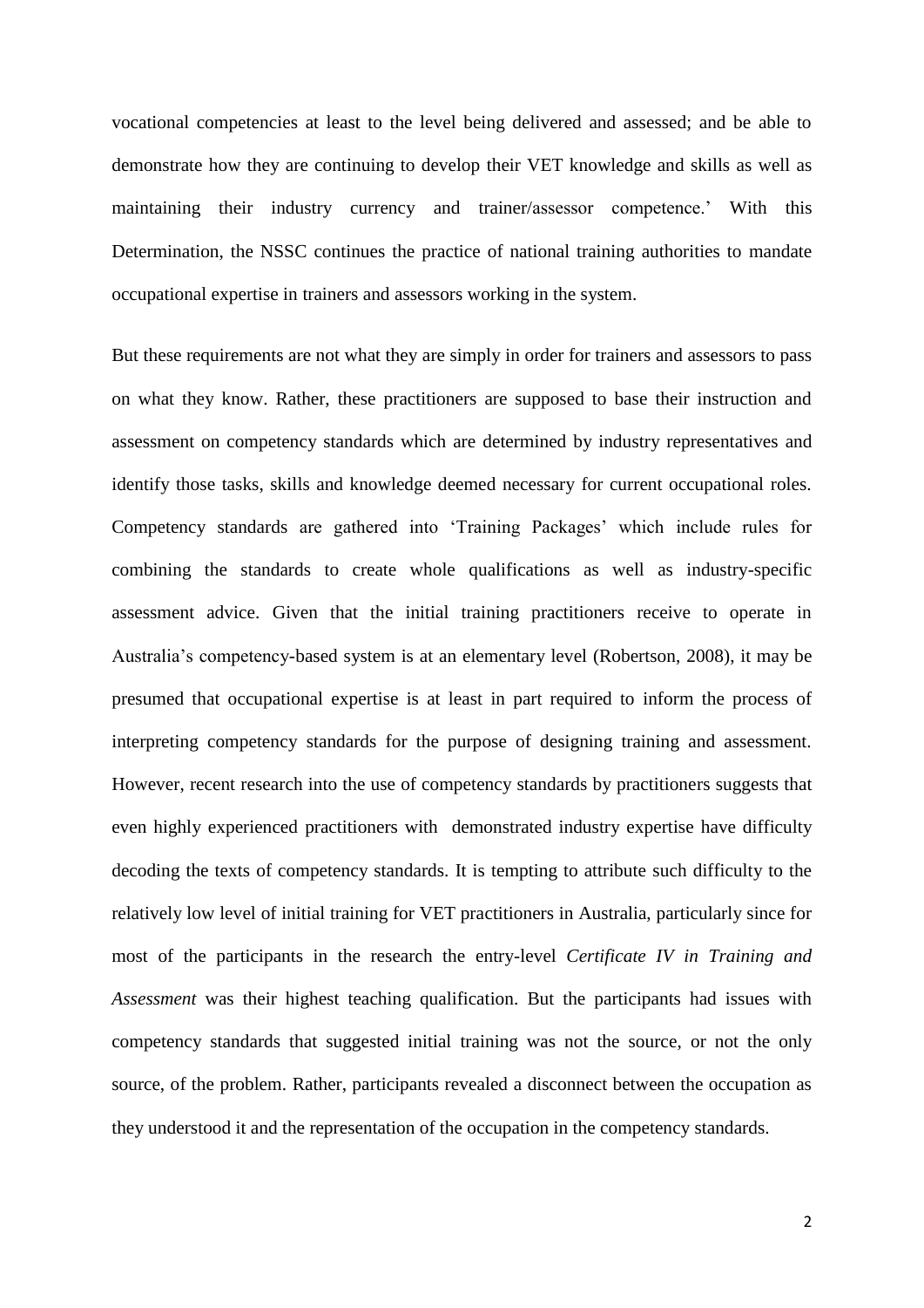vocational competencies at least to the level being delivered and assessed; and be able to demonstrate how they are continuing to develop their VET knowledge and skills as well as maintaining their industry currency and trainer/assessor competence.' With this Determination, the NSSC continues the practice of national training authorities to mandate occupational expertise in trainers and assessors working in the system.

But these requirements are not what they are simply in order for trainers and assessors to pass on what they know. Rather, these practitioners are supposed to base their instruction and assessment on competency standards which are determined by industry representatives and identify those tasks, skills and knowledge deemed necessary for current occupational roles. Competency standards are gathered into 'Training Packages' which include rules for combining the standards to create whole qualifications as well as industry-specific assessment advice. Given that the initial training practitioners receive to operate in Australia's competency-based system is at an elementary level (Robertson, 2008), it may be presumed that occupational expertise is at least in part required to inform the process of interpreting competency standards for the purpose of designing training and assessment. However, recent research into the use of competency standards by practitioners suggests that even highly experienced practitioners with demonstrated industry expertise have difficulty decoding the texts of competency standards. It is tempting to attribute such difficulty to the relatively low level of initial training for VET practitioners in Australia, particularly since for most of the participants in the research the entry-level *Certificate IV in Training and Assessment* was their highest teaching qualification. But the participants had issues with competency standards that suggested initial training was not the source, or not the only source, of the problem. Rather, participants revealed a disconnect between the occupation as they understood it and the representation of the occupation in the competency standards.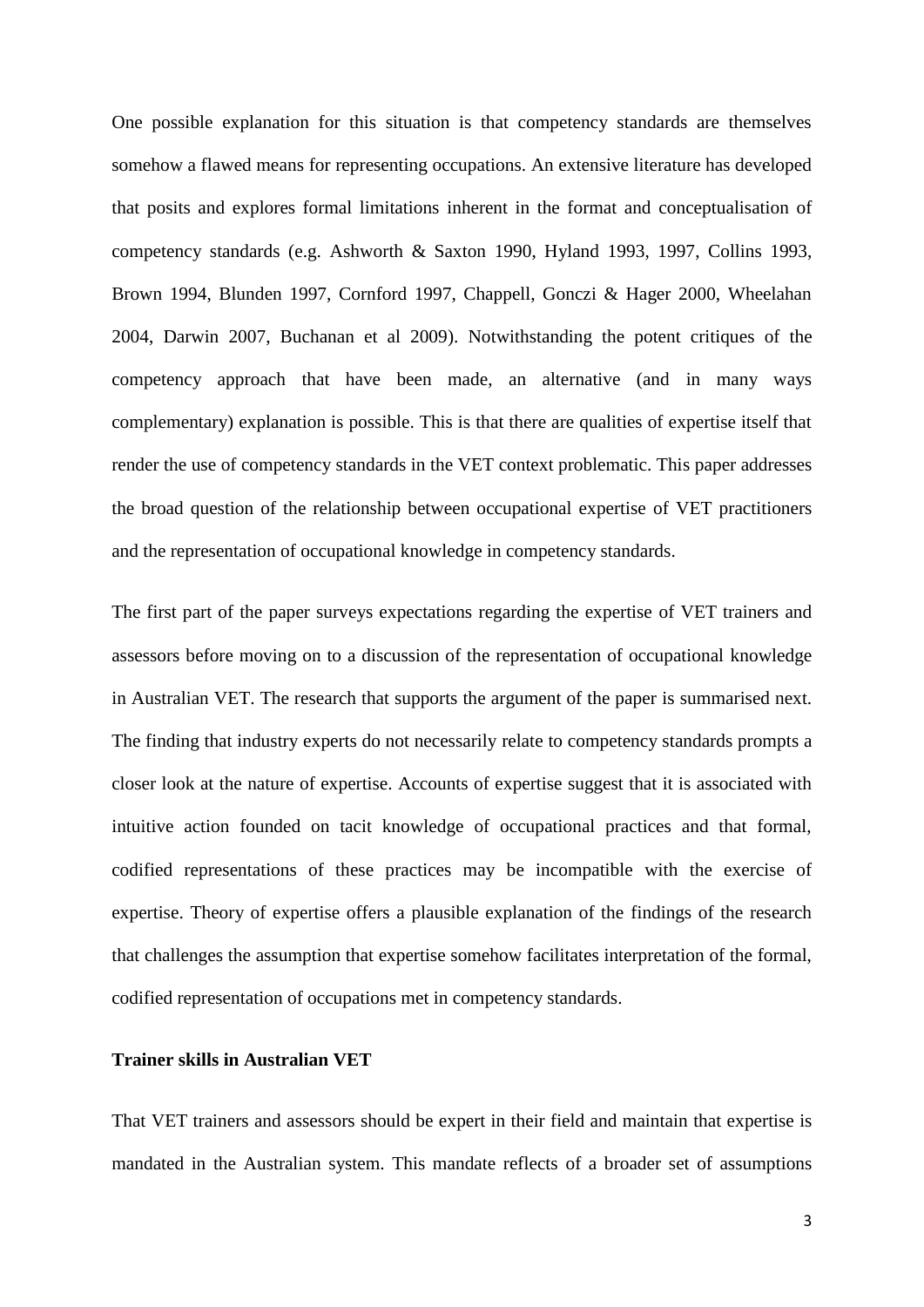One possible explanation for this situation is that competency standards are themselves somehow a flawed means for representing occupations. An extensive literature has developed that posits and explores formal limitations inherent in the format and conceptualisation of competency standards (e.g. Ashworth & Saxton 1990, Hyland 1993, 1997, Collins 1993, Brown 1994, Blunden 1997, Cornford 1997, Chappell, Gonczi & Hager 2000, Wheelahan 2004, Darwin 2007, Buchanan et al 2009). Notwithstanding the potent critiques of the competency approach that have been made, an alternative (and in many ways complementary) explanation is possible. This is that there are qualities of expertise itself that render the use of competency standards in the VET context problematic. This paper addresses the broad question of the relationship between occupational expertise of VET practitioners and the representation of occupational knowledge in competency standards.

The first part of the paper surveys expectations regarding the expertise of VET trainers and assessors before moving on to a discussion of the representation of occupational knowledge in Australian VET. The research that supports the argument of the paper is summarised next. The finding that industry experts do not necessarily relate to competency standards prompts a closer look at the nature of expertise. Accounts of expertise suggest that it is associated with intuitive action founded on tacit knowledge of occupational practices and that formal, codified representations of these practices may be incompatible with the exercise of expertise. Theory of expertise offers a plausible explanation of the findings of the research that challenges the assumption that expertise somehow facilitates interpretation of the formal, codified representation of occupations met in competency standards.

**Trainer skills in Australian VET**

That VET trainers and assessors should be expert in their field and maintain that expertise is mandated in the Australian system. This mandate reflects of a broader set of assumptions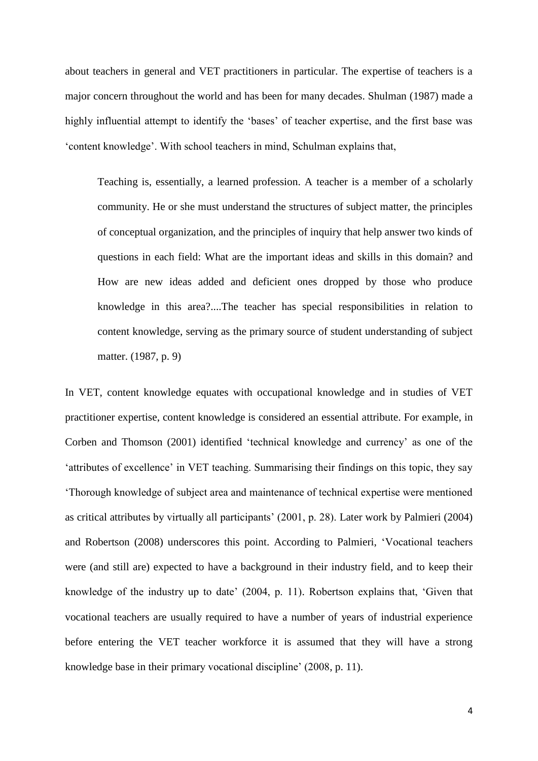about teachers in general and VET practitioners in particular. The expertise of teachers is a major concern throughout the world and has been for many decades. Shulman (1987) made a highly influential attempt to identify the 'bases' of teacher expertise, and the first base was 'content knowledge'. With school teachers in mind, Schulman explains that,

> Teaching is, essentially, a learned profession. A teacher is a member of a scholarly community. He or she must understand the structures of subject matter, the principles of conceptual organization, and the principles of inquiry that help answer two kinds of questions in each field: What are the important ideas and skills in this domain? and How are new ideas added and deficient ones dropped by those who produce knowledge in this area?....The teacher has special responsibilities in relation to content knowledge, serving as the primary source of student understanding of subject matter. (1987, p. 9)

In VET, content knowledge equates with occupational knowledge and in studies of VET practitioner expertise, content knowledge is considered an essential attribute. For example, in Corben and Thomson (2001) identified 'technical knowledge and currency' as one of the 'attributes of excellence' in VET teaching. Summarising their findings on this topic, they say 'Thorough knowledge of subject area and maintenance of technical expertise were mentioned as critical attributes by virtually all participants' (2001, p. 28). Later work by Palmieri (2004) and Robertson (2008) underscores this point. According to Palmieri, 'Vocational teachers were (and still are) expected to have a background in their industry field, and to keep their knowledge of the industry up to date' (2004, p. 11). Robertson explains that, 'Given that vocational teachers are usually required to have a number of years of industrial experience before entering the VET teacher workforce it is assumed that they will have a strong knowledge base in their primary vocational discipline' (2008, p. 11).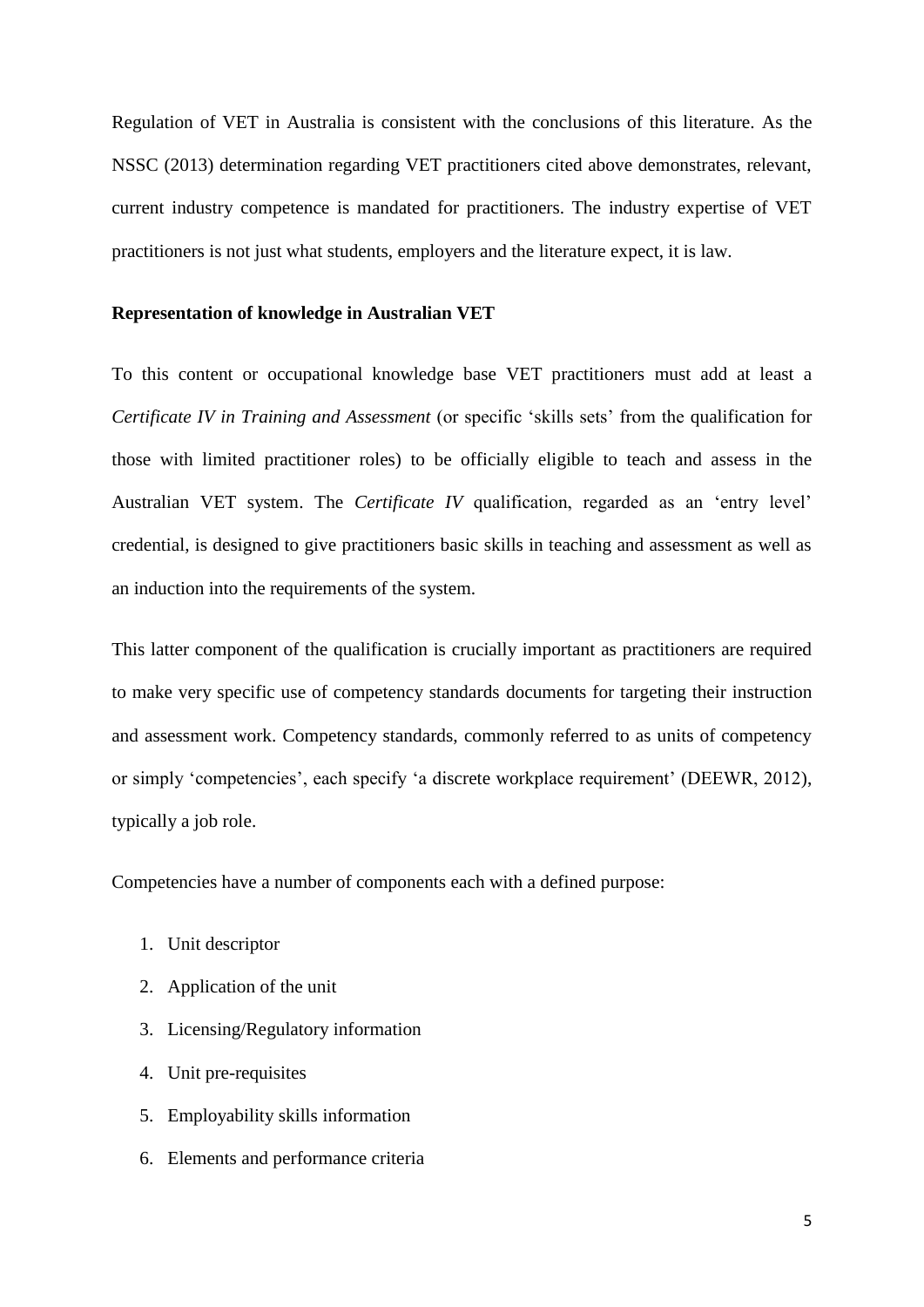Regulation of VET in Australia is consistent with the conclusions of this literature. As the NSSC (2013) determination regarding VET practitioners cited above demonstrates, relevant, current industry competence is mandated for practitioners. The industry expertise of VET practitioners is not just what students, employers and the literature expect, it is law.

**Representation of knowledge in Australian VET**

To this content or occupational knowledge base VET practitioners must add at least a *Certificate IV in Training and Assessment* (or specific 'skills sets' from the qualification for those with limited practitioner roles) to be officially eligible to teach and assess in the Australian VET system. The *Certificate IV* qualification, regarded as an 'entry level' credential, is designed to give practitioners basic skills in teaching and assessment as well as an induction into the requirements of the system.

This latter component of the qualification is crucially important as practitioners are required to make very specific use of competency standards documents for targeting their instruction and assessment work. Competency standards, commonly referred to as units of competency or simply 'competencies', each specify 'a discrete workplace requirement' (DEEWR, 2012), typically a job role.

Competencies have a number of components each with a defined purpose:

1. Unit descriptor
2. Application of the unit
3. Licensing/Regulatory information
4. Unit pre-requisites
5. Employability skills information
6. Elements and performance criteria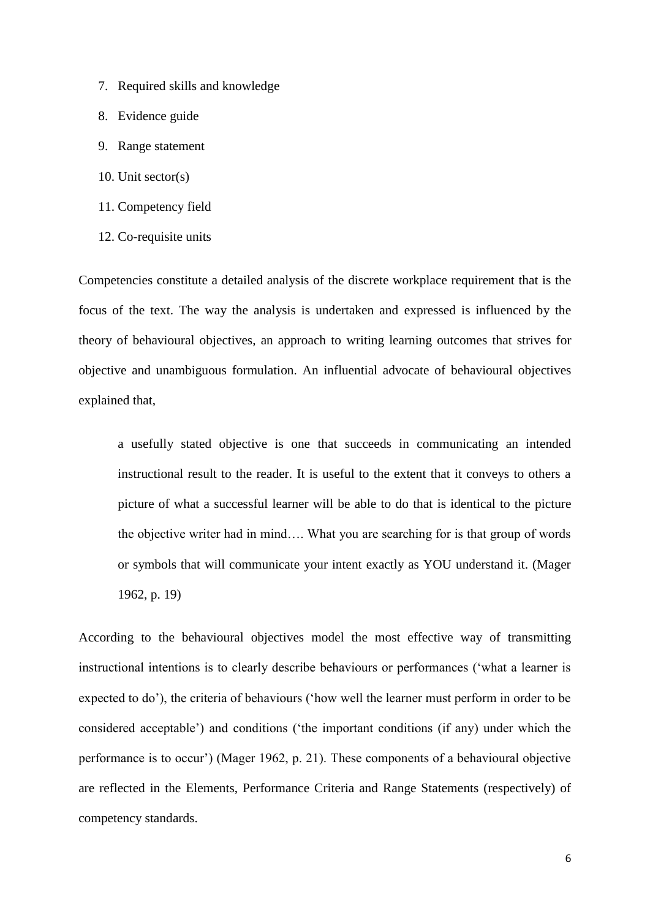7. Required skills and knowledge
8. Evidence guide
9. Range statement
10. Unit sector(s)
11. Competency field
12. Co-requisite units

Competencies constitute a detailed analysis of the discrete workplace requirement that is the focus of the text. The way the analysis is undertaken and expressed is influenced by the theory of behavioural objectives, an approach to writing learning outcomes that strives for objective and unambiguous formulation. An influential advocate of behavioural objectives explained that,

> a usefully stated objective is one that succeeds in communicating an intended instructional result to the reader. It is useful to the extent that it conveys to others a picture of what a successful learner will be able to do that is identical to the picture the objective writer had in mind…. What you are searching for is that group of words or symbols that will communicate your intent exactly as YOU understand it. (Mager 1962, p. 19)

According to the behavioural objectives model the most effective way of transmitting instructional intentions is to clearly describe behaviours or performances ('what a learner is expected to do'), the criteria of behaviours ('how well the learner must perform in order to be considered acceptable') and conditions ('the important conditions (if any) under which the performance is to occur') (Mager 1962, p. 21). These components of a behavioural objective are reflected in the Elements, Performance Criteria and Range Statements (respectively) of competency standards.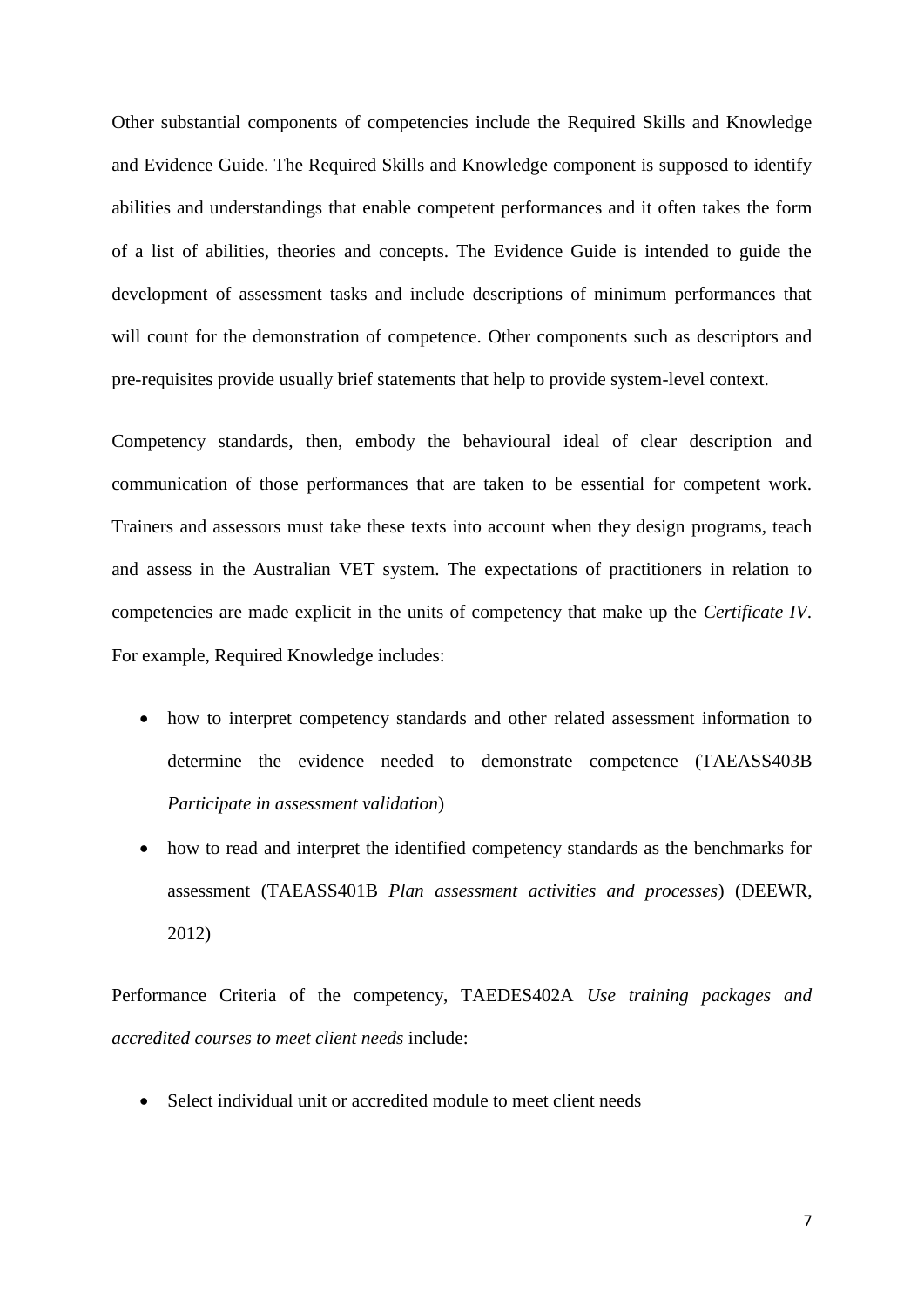Other substantial components of competencies include the Required Skills and Knowledge and Evidence Guide. The Required Skills and Knowledge component is supposed to identify abilities and understandings that enable competent performances and it often takes the form of a list of abilities, theories and concepts. The Evidence Guide is intended to guide the development of assessment tasks and include descriptions of minimum performances that will count for the demonstration of competence. Other components such as descriptors and pre-requisites provide usually brief statements that help to provide system-level context.

Competency standards, then, embody the behavioural ideal of clear description and communication of those performances that are taken to be essential for competent work. Trainers and assessors must take these texts into account when they design programs, teach and assess in the Australian VET system. The expectations of practitioners in relation to competencies are made explicit in the units of competency that make up the *Certificate IV*. For example, Required Knowledge includes:

- how to interpret competency standards and other related assessment information to determine the evidence needed to demonstrate competence (TAEASS403B *Participate in assessment validation*)
- how to read and interpret the identified competency standards as the benchmarks for assessment (TAEASS401B *Plan assessment activities and processes*) (DEEWR, 2012)

Performance Criteria of the competency, TAEDES402A *Use training packages and accredited courses to meet client needs* include:

- Select individual unit or accredited module to meet client needs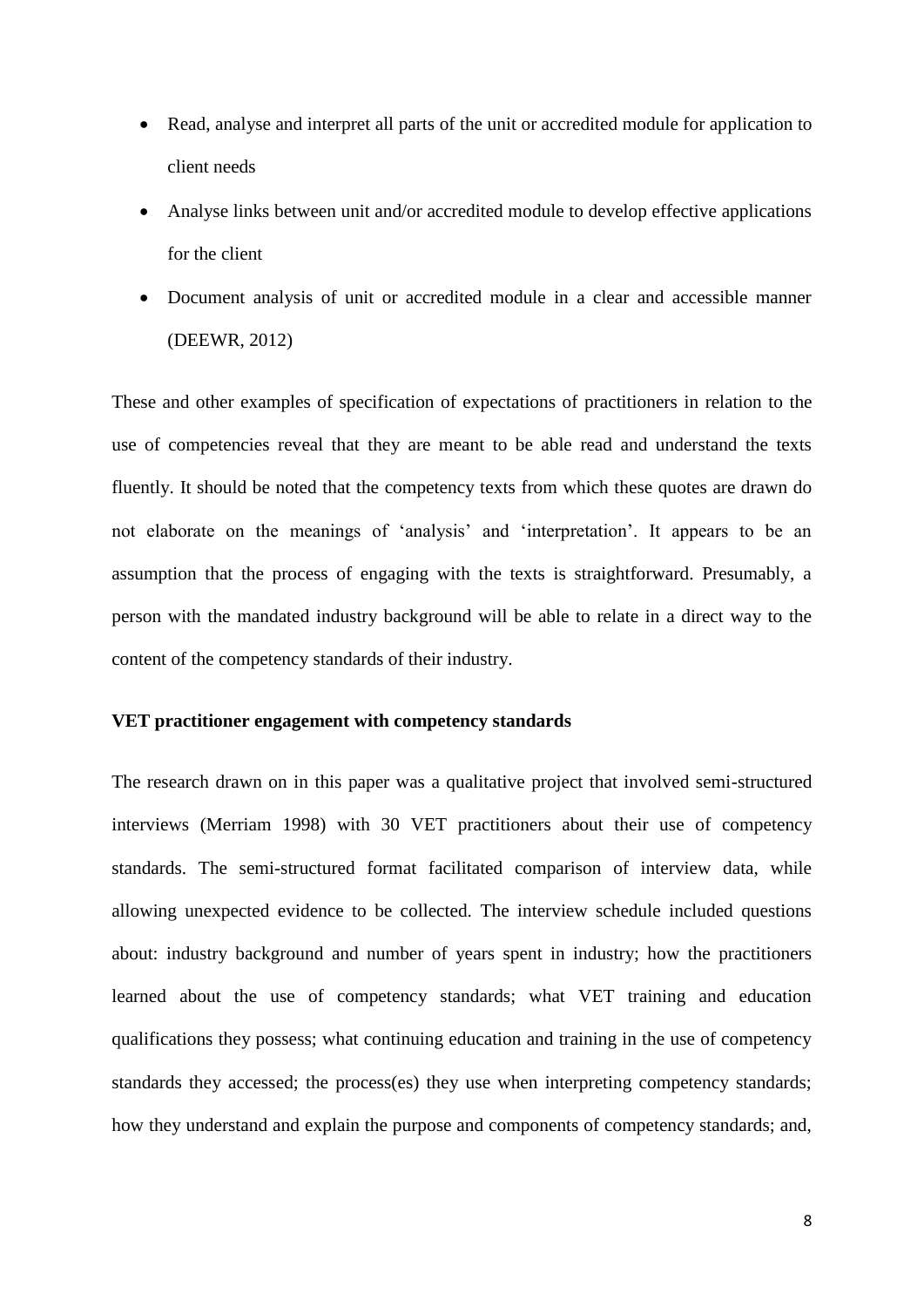- Read, analyse and interpret all parts of the unit or accredited module for application to client needs
- Analyse links between unit and/or accredited module to develop effective applications for the client
- Document analysis of unit or accredited module in a clear and accessible manner (DEEWR, 2012)

These and other examples of specification of expectations of practitioners in relation to the use of competencies reveal that they are meant to be able read and understand the texts fluently. It should be noted that the competency texts from which these quotes are drawn do not elaborate on the meanings of 'analysis' and 'interpretation'. It appears to be an assumption that the process of engaging with the texts is straightforward. Presumably, a person with the mandated industry background will be able to relate in a direct way to the content of the competency standards of their industry.

**VET practitioner engagement with competency standards**

The research drawn on in this paper was a qualitative project that involved semi-structured interviews (Merriam 1998) with 30 VET practitioners about their use of competency standards. The semi-structured format facilitated comparison of interview data, while allowing unexpected evidence to be collected. The interview schedule included questions about: industry background and number of years spent in industry; how the practitioners learned about the use of competency standards; what VET training and education qualifications they possess; what continuing education and training in the use of competency standards they accessed; the process(es) they use when interpreting competency standards; how they understand and explain the purpose and components of competency standards; and,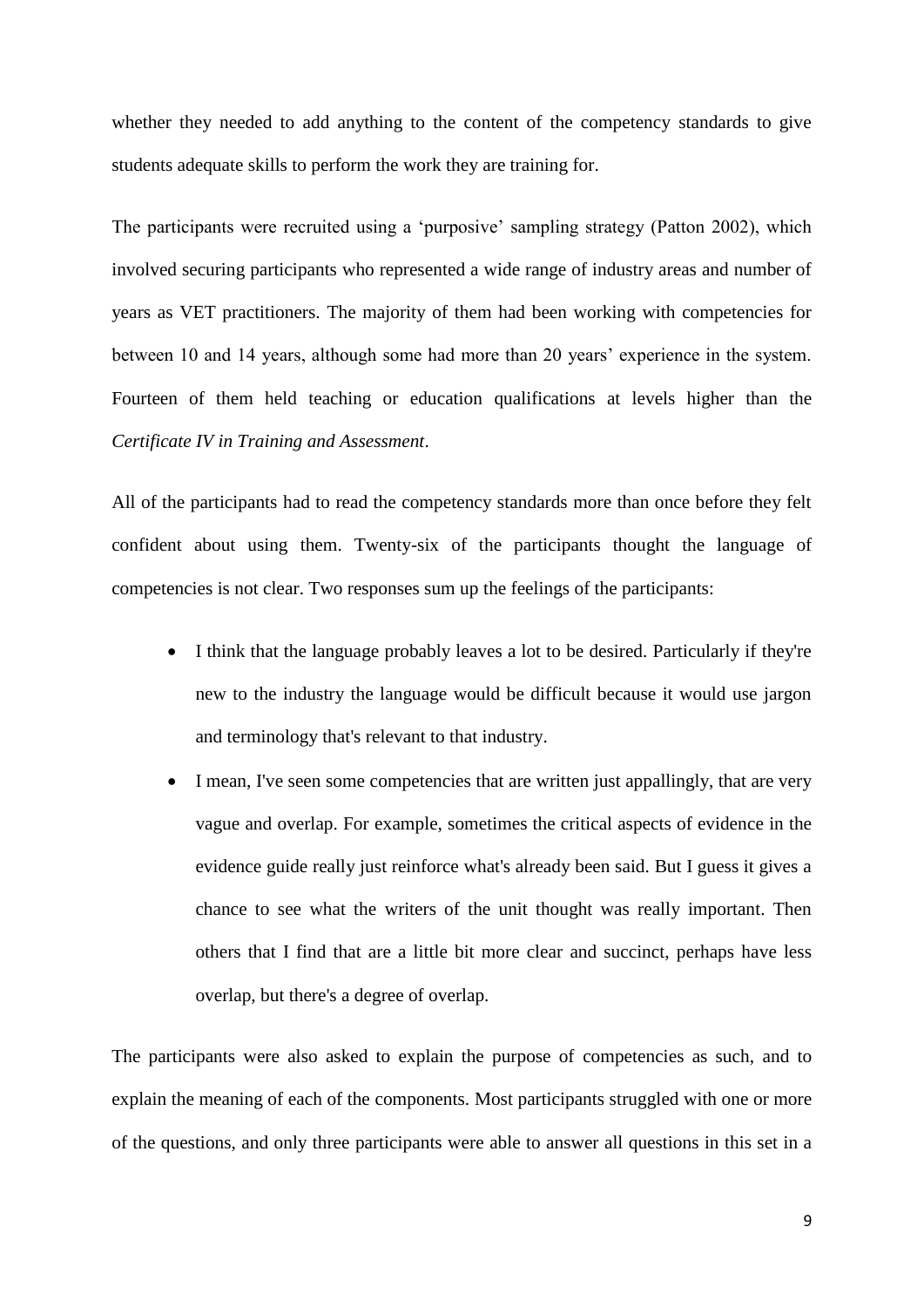whether they needed to add anything to the content of the competency standards to give students adequate skills to perform the work they are training for.

The participants were recruited using a 'purposive' sampling strategy (Patton 2002), which involved securing participants who represented a wide range of industry areas and number of years as VET practitioners. The majority of them had been working with competencies for between 10 and 14 years, although some had more than 20 years' experience in the system. Fourteen of them held teaching or education qualifications at levels higher than the *Certificate IV in Training and Assessment*.

All of the participants had to read the competency standards more than once before they felt confident about using them. Twenty-six of the participants thought the language of competencies is not clear. Two responses sum up the feelings of the participants:

- I think that the language probably leaves a lot to be desired. Particularly if they're new to the industry the language would be difficult because it would use jargon and terminology that's relevant to that industry.
- I mean, I've seen some competencies that are written just appallingly, that are very vague and overlap. For example, sometimes the critical aspects of evidence in the evidence guide really just reinforce what's already been said. But I guess it gives a chance to see what the writers of the unit thought was really important. Then others that I find that are a little bit more clear and succinct, perhaps have less overlap, but there's a degree of overlap.

The participants were also asked to explain the purpose of competencies as such, and to explain the meaning of each of the components. Most participants struggled with one or more of the questions, and only three participants were able to answer all questions in this set in a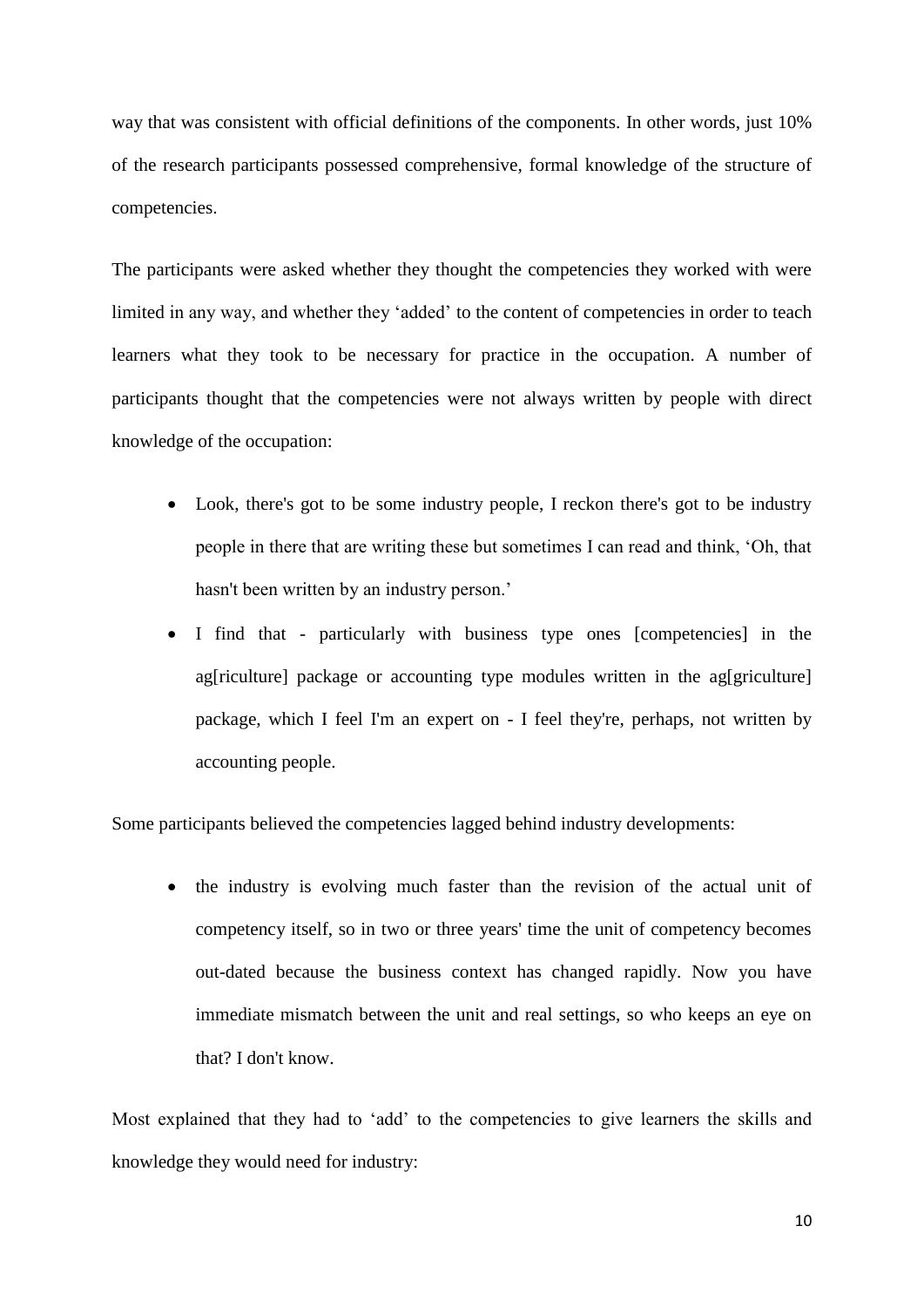way that was consistent with official definitions of the components. In other words, just 10% of the research participants possessed comprehensive, formal knowledge of the structure of competencies.

The participants were asked whether they thought the competencies they worked with were limited in any way, and whether they 'added' to the content of competencies in order to teach learners what they took to be necessary for practice in the occupation. A number of participants thought that the competencies were not always written by people with direct knowledge of the occupation:

- Look, there's got to be some industry people, I reckon there's got to be industry people in there that are writing these but sometimes I can read and think, 'Oh, that hasn't been written by an industry person.'
- I find that - particularly with business type ones [competencies] in the ag[riculture] package or accounting type modules written in the ag[griculture] package, which I feel I'm an expert on - I feel they're, perhaps, not written by accounting people.

Some participants believed the competencies lagged behind industry developments:

- the industry is evolving much faster than the revision of the actual unit of competency itself, so in two or three years' time the unit of competency becomes out-dated because the business context has changed rapidly. Now you have immediate mismatch between the unit and real settings, so who keeps an eye on that? I don't know.

Most explained that they had to 'add' to the competencies to give learners the skills and knowledge they would need for industry: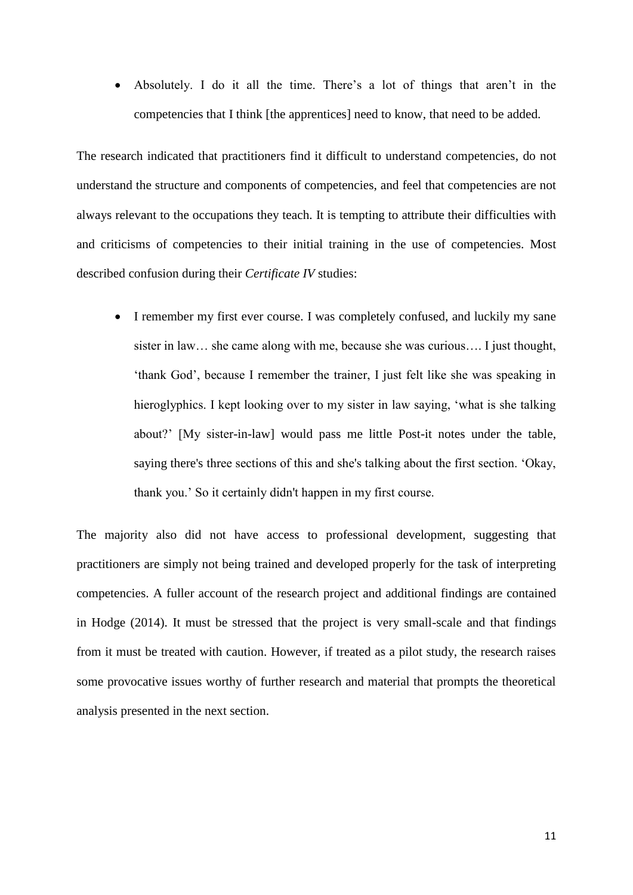- Absolutely. I do it all the time. There's a lot of things that aren't in the competencies that I think [the apprentices] need to know, that need to be added.

The research indicated that practitioners find it difficult to understand competencies, do not understand the structure and components of competencies, and feel that competencies are not always relevant to the occupations they teach. It is tempting to attribute their difficulties with and criticisms of competencies to their initial training in the use of competencies. Most described confusion during their *Certificate IV* studies:

- I remember my first ever course. I was completely confused, and luckily my sane sister in law… she came along with me, because she was curious…. I just thought, 'thank God', because I remember the trainer, I just felt like she was speaking in hieroglyphics. I kept looking over to my sister in law saying, 'what is she talking about?' [My sister-in-law] would pass me little Post-it notes under the table, saying there's three sections of this and she's talking about the first section. 'Okay, thank you.' So it certainly didn't happen in my first course.

The majority also did not have access to professional development, suggesting that practitioners are simply not being trained and developed properly for the task of interpreting competencies. A fuller account of the research project and additional findings are contained in Hodge (2014). It must be stressed that the project is very small-scale and that findings from it must be treated with caution. However, if treated as a pilot study, the research raises some provocative issues worthy of further research and material that prompts the theoretical analysis presented in the next section.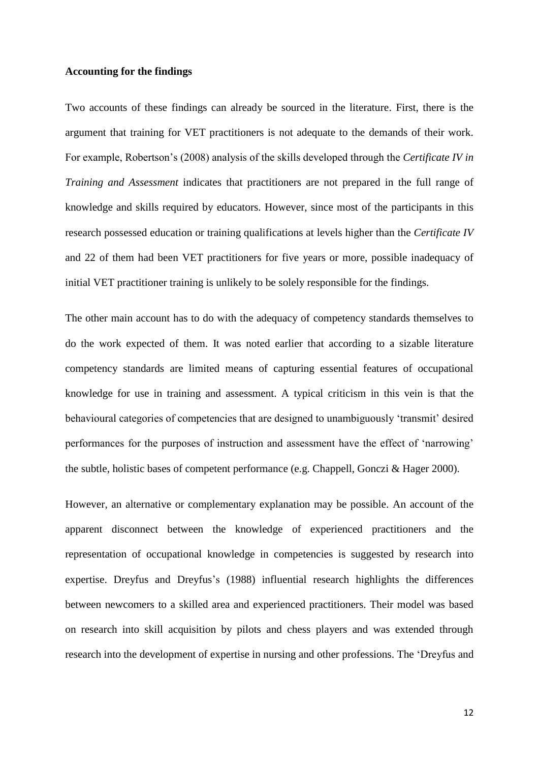**Accounting for the findings**

Two accounts of these findings can already be sourced in the literature. First, there is the argument that training for VET practitioners is not adequate to the demands of their work. For example, Robertson's (2008) analysis of the skills developed through the *Certificate IV in Training and Assessment* indicates that practitioners are not prepared in the full range of knowledge and skills required by educators. However, since most of the participants in this research possessed education or training qualifications at levels higher than the *Certificate IV* and 22 of them had been VET practitioners for five years or more, possible inadequacy of initial VET practitioner training is unlikely to be solely responsible for the findings.

The other main account has to do with the adequacy of competency standards themselves to do the work expected of them. It was noted earlier that according to a sizable literature competency standards are limited means of capturing essential features of occupational knowledge for use in training and assessment. A typical criticism in this vein is that the behavioural categories of competencies that are designed to unambiguously 'transmit' desired performances for the purposes of instruction and assessment have the effect of 'narrowing' the subtle, holistic bases of competent performance (e.g. Chappell, Gonczi & Hager 2000).

However, an alternative or complementary explanation may be possible. An account of the apparent disconnect between the knowledge of experienced practitioners and the representation of occupational knowledge in competencies is suggested by research into expertise. Dreyfus and Dreyfus's (1988) influential research highlights the differences between newcomers to a skilled area and experienced practitioners. Their model was based on research into skill acquisition by pilots and chess players and was extended through research into the development of expertise in nursing and other professions. The 'Dreyfus and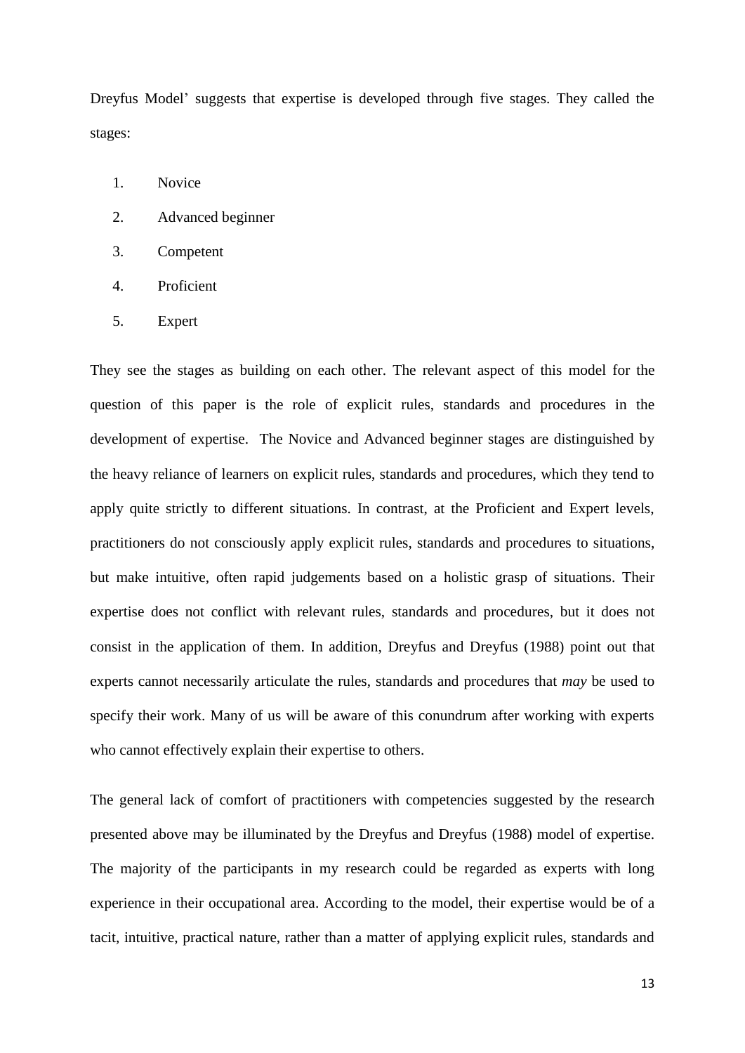Dreyfus Model' suggests that expertise is developed through five stages. They called the stages:

1. Novice
2. Advanced beginner
3. Competent
4. Proficient
5. Expert

They see the stages as building on each other. The relevant aspect of this model for the question of this paper is the role of explicit rules, standards and procedures in the development of expertise. The Novice and Advanced beginner stages are distinguished by the heavy reliance of learners on explicit rules, standards and procedures, which they tend to apply quite strictly to different situations. In contrast, at the Proficient and Expert levels, practitioners do not consciously apply explicit rules, standards and procedures to situations, but make intuitive, often rapid judgements based on a holistic grasp of situations. Their expertise does not conflict with relevant rules, standards and procedures, but it does not consist in the application of them. In addition, Dreyfus and Dreyfus (1988) point out that experts cannot necessarily articulate the rules, standards and procedures that *may* be used to specify their work. Many of us will be aware of this conundrum after working with experts who cannot effectively explain their expertise to others.

The general lack of comfort of practitioners with competencies suggested by the research presented above may be illuminated by the Dreyfus and Dreyfus (1988) model of expertise. The majority of the participants in my research could be regarded as experts with long experience in their occupational area. According to the model, their expertise would be of a tacit, intuitive, practical nature, rather than a matter of applying explicit rules, standards and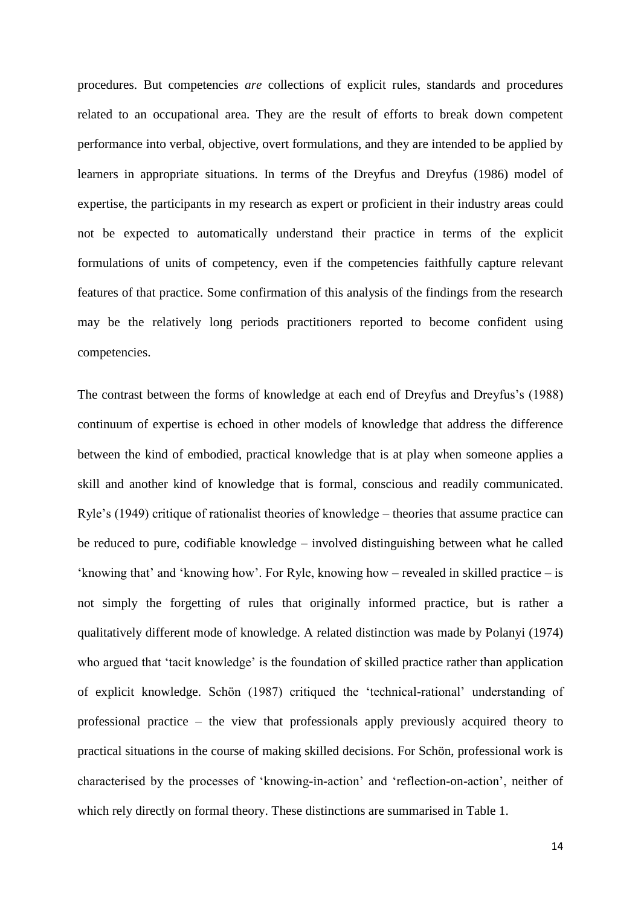procedures. But competencies *are* collections of explicit rules, standards and procedures related to an occupational area. They are the result of efforts to break down competent performance into verbal, objective, overt formulations, and they are intended to be applied by learners in appropriate situations. In terms of the Dreyfus and Dreyfus (1986) model of expertise, the participants in my research as expert or proficient in their industry areas could not be expected to automatically understand their practice in terms of the explicit formulations of units of competency, even if the competencies faithfully capture relevant features of that practice. Some confirmation of this analysis of the findings from the research may be the relatively long periods practitioners reported to become confident using competencies.

The contrast between the forms of knowledge at each end of Dreyfus and Dreyfus's (1988) continuum of expertise is echoed in other models of knowledge that address the difference between the kind of embodied, practical knowledge that is at play when someone applies a skill and another kind of knowledge that is formal, conscious and readily communicated. Ryle's (1949) critique of rationalist theories of knowledge – theories that assume practice can be reduced to pure, codifiable knowledge – involved distinguishing between what he called 'knowing that' and 'knowing how'. For Ryle, knowing how – revealed in skilled practice – is not simply the forgetting of rules that originally informed practice, but is rather a qualitatively different mode of knowledge. A related distinction was made by Polanyi (1974) who argued that 'tacit knowledge' is the foundation of skilled practice rather than application of explicit knowledge. Schön (1987) critiqued the 'technical-rational' understanding of professional practice – the view that professionals apply previously acquired theory to practical situations in the course of making skilled decisions. For Schön, professional work is characterised by the processes of 'knowing-in-action' and 'reflection-on-action', neither of which rely directly on formal theory. These distinctions are summarised in Table 1.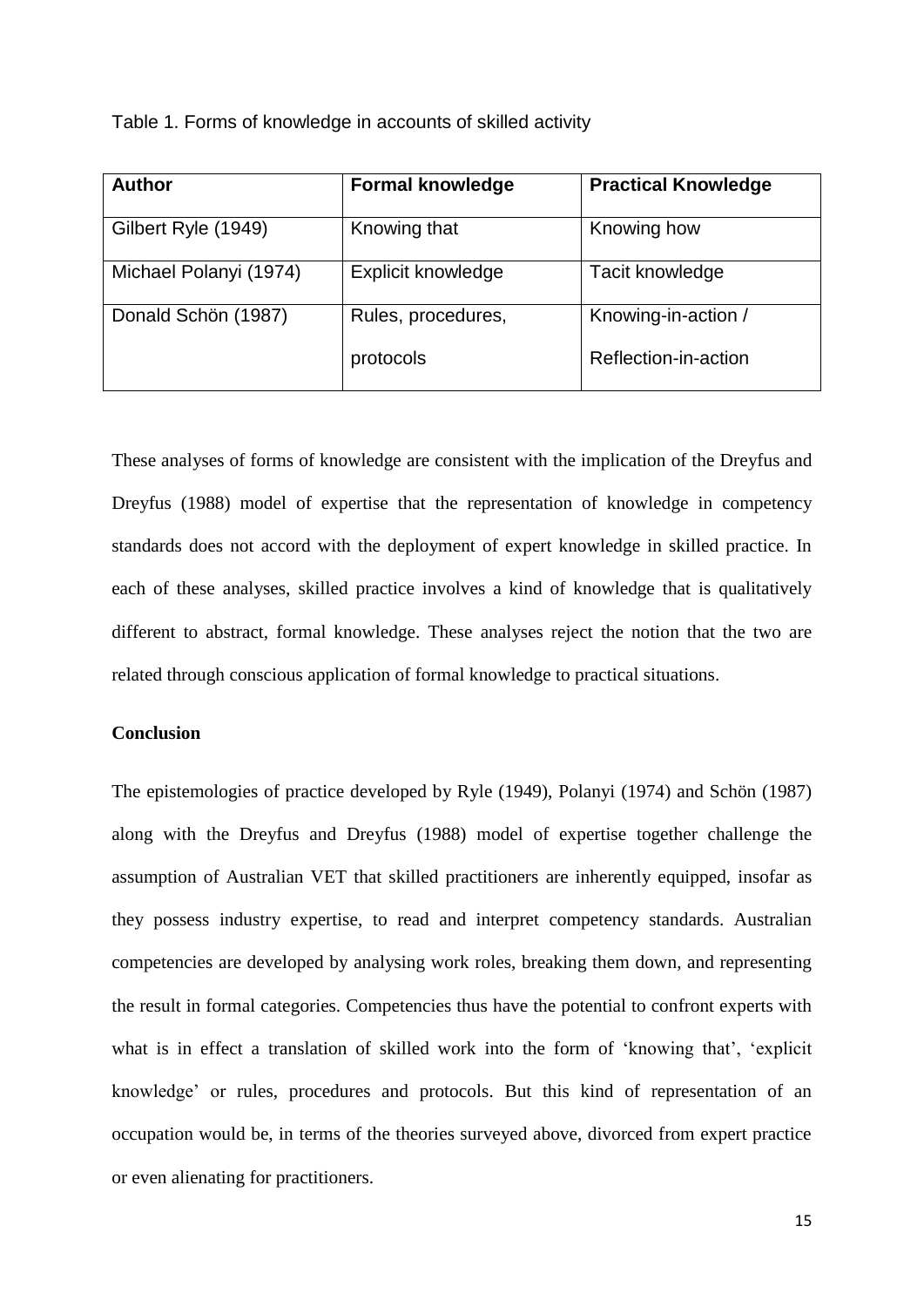Table 1. Forms of knowledge in accounts of skilled activity

| Author | Formal knowledge | Practical Knowledge |
|---|---|---|
| Gilbert Ryle (1949) | Knowing that | Knowing how |
| Michael Polanyi (1974) | Explicit knowledge | Tacit knowledge |
| Donald Schön (1987) | Rules, procedures, protocols | Knowing-in-action / Reflection-in-action |

These analyses of forms of knowledge are consistent with the implication of the Dreyfus and Dreyfus (1988) model of expertise that the representation of knowledge in competency standards does not accord with the deployment of expert knowledge in skilled practice. In each of these analyses, skilled practice involves a kind of knowledge that is qualitatively different to abstract, formal knowledge. These analyses reject the notion that the two are related through conscious application of formal knowledge to practical situations.

**Conclusion**

The epistemologies of practice developed by Ryle (1949), Polanyi (1974) and Schön (1987) along with the Dreyfus and Dreyfus (1988) model of expertise together challenge the assumption of Australian VET that skilled practitioners are inherently equipped, insofar as they possess industry expertise, to read and interpret competency standards. Australian competencies are developed by analysing work roles, breaking them down, and representing the result in formal categories. Competencies thus have the potential to confront experts with what is in effect a translation of skilled work into the form of 'knowing that', 'explicit knowledge' or rules, procedures and protocols. But this kind of representation of an occupation would be, in terms of the theories surveyed above, divorced from expert practice or even alienating for practitioners.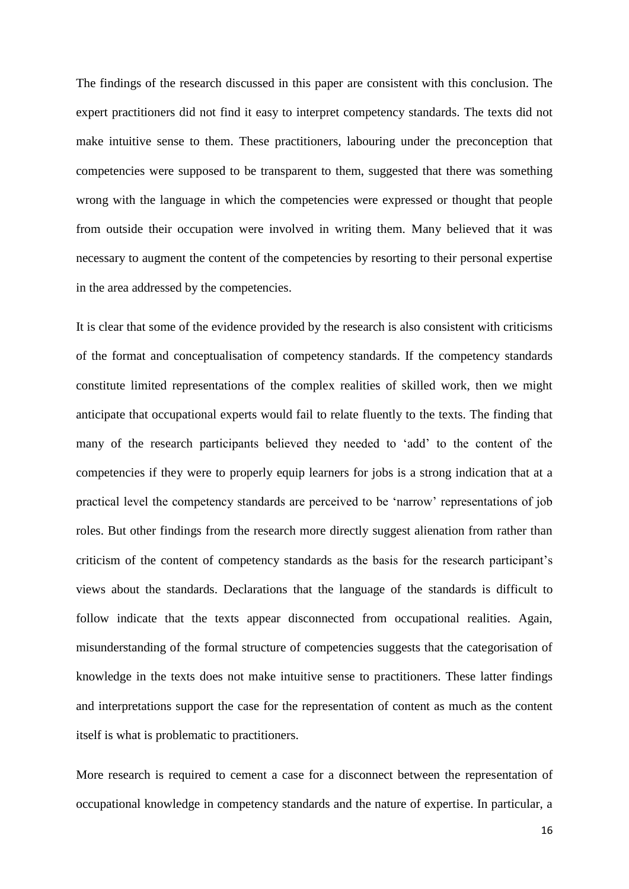The findings of the research discussed in this paper are consistent with this conclusion. The expert practitioners did not find it easy to interpret competency standards. The texts did not make intuitive sense to them. These practitioners, labouring under the preconception that competencies were supposed to be transparent to them, suggested that there was something wrong with the language in which the competencies were expressed or thought that people from outside their occupation were involved in writing them. Many believed that it was necessary to augment the content of the competencies by resorting to their personal expertise in the area addressed by the competencies.

It is clear that some of the evidence provided by the research is also consistent with criticisms of the format and conceptualisation of competency standards. If the competency standards constitute limited representations of the complex realities of skilled work, then we might anticipate that occupational experts would fail to relate fluently to the texts. The finding that many of the research participants believed they needed to 'add' to the content of the competencies if they were to properly equip learners for jobs is a strong indication that at a practical level the competency standards are perceived to be 'narrow' representations of job roles. But other findings from the research more directly suggest alienation from rather than criticism of the content of competency standards as the basis for the research participant's views about the standards. Declarations that the language of the standards is difficult to follow indicate that the texts appear disconnected from occupational realities. Again, misunderstanding of the formal structure of competencies suggests that the categorisation of knowledge in the texts does not make intuitive sense to practitioners. These latter findings and interpretations support the case for the representation of content as much as the content itself is what is problematic to practitioners.

More research is required to cement a case for a disconnect between the representation of occupational knowledge in competency standards and the nature of expertise. In particular, a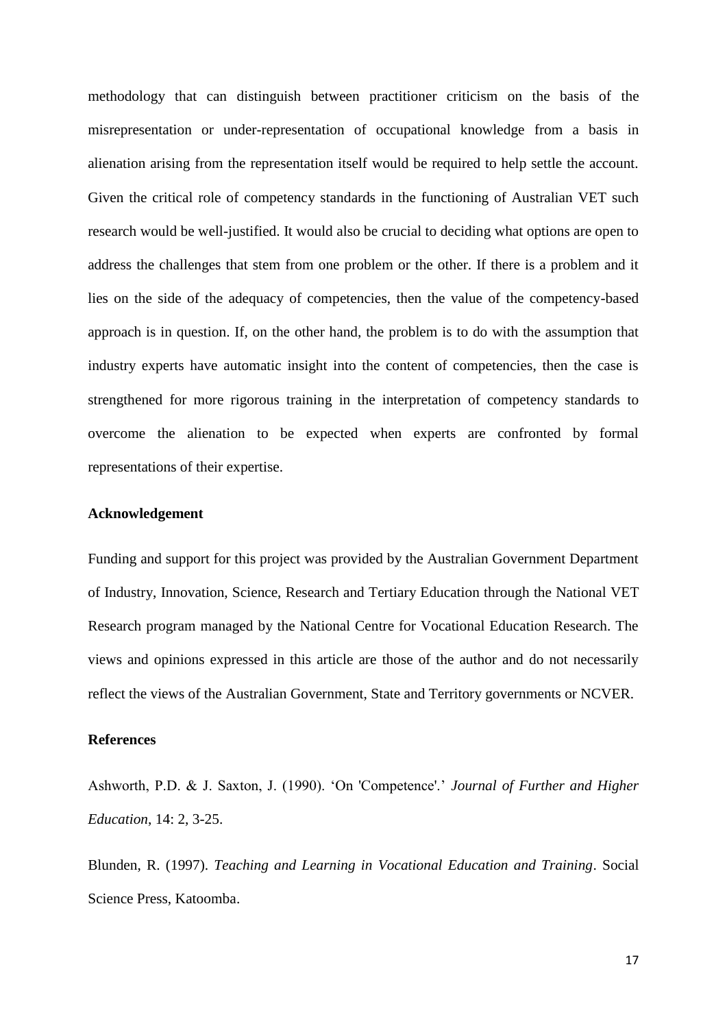methodology that can distinguish between practitioner criticism on the basis of the misrepresentation or under-representation of occupational knowledge from a basis in alienation arising from the representation itself would be required to help settle the account. Given the critical role of competency standards in the functioning of Australian VET such research would be well-justified. It would also be crucial to deciding what options are open to address the challenges that stem from one problem or the other. If there is a problem and it lies on the side of the adequacy of competencies, then the value of the competency-based approach is in question. If, on the other hand, the problem is to do with the assumption that industry experts have automatic insight into the content of competencies, then the case is strengthened for more rigorous training in the interpretation of competency standards to overcome the alienation to be expected when experts are confronted by formal representations of their expertise.

**Acknowledgement**

Funding and support for this project was provided by the Australian Government Department of Industry, Innovation, Science, Research and Tertiary Education through the National VET Research program managed by the National Centre for Vocational Education Research. The views and opinions expressed in this article are those of the author and do not necessarily reflect the views of the Australian Government, State and Territory governments or NCVER.

**References**

Ashworth, P.D. & J. Saxton, J. (1990). 'On 'Competence'.' *Journal of Further and Higher Education*, 14: 2, 3-25.

Blunden, R. (1997). *Teaching and Learning in Vocational Education and Training*. Social Science Press, Katoomba.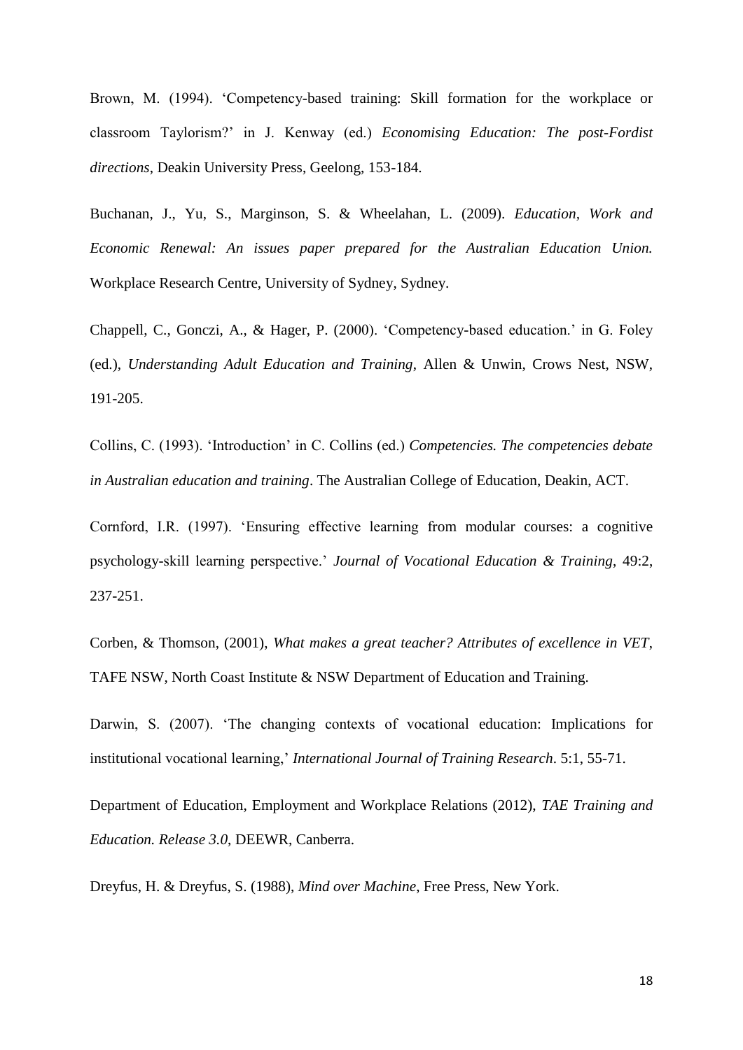Brown, M. (1994). 'Competency-based training: Skill formation for the workplace or classroom Taylorism?' in J. Kenway (ed.) *Economising Education: The post-Fordist directions*, Deakin University Press, Geelong, 153-184.

Buchanan, J., Yu, S., Marginson, S. & Wheelahan, L. (2009). *Education, Work and Economic Renewal: An issues paper prepared for the Australian Education Union.* Workplace Research Centre, University of Sydney, Sydney.

Chappell, C., Gonczi, A., & Hager, P. (2000). 'Competency-based education.' in G. Foley (ed.), *Understanding Adult Education and Training*, Allen & Unwin, Crows Nest, NSW, 191-205.

Collins, C. (1993). 'Introduction' in C. Collins (ed.) *Competencies. The competencies debate in Australian education and training*. The Australian College of Education, Deakin, ACT.

Cornford, I.R. (1997). 'Ensuring effective learning from modular courses: a cognitive psychology-skill learning perspective.' *Journal of Vocational Education & Training*, 49:2, 237-251.

Corben, & Thomson, (2001), *What makes a great teacher? Attributes of excellence in VET*, TAFE NSW, North Coast Institute & NSW Department of Education and Training.

Darwin, S. (2007). 'The changing contexts of vocational education: Implications for institutional vocational learning,' *International Journal of Training Research*. 5:1, 55-71.

Department of Education, Employment and Workplace Relations (2012), *TAE Training and Education. Release 3.0*, DEEWR, Canberra.

Dreyfus, H. & Dreyfus, S. (1988), *Mind over Machine*, Free Press, New York.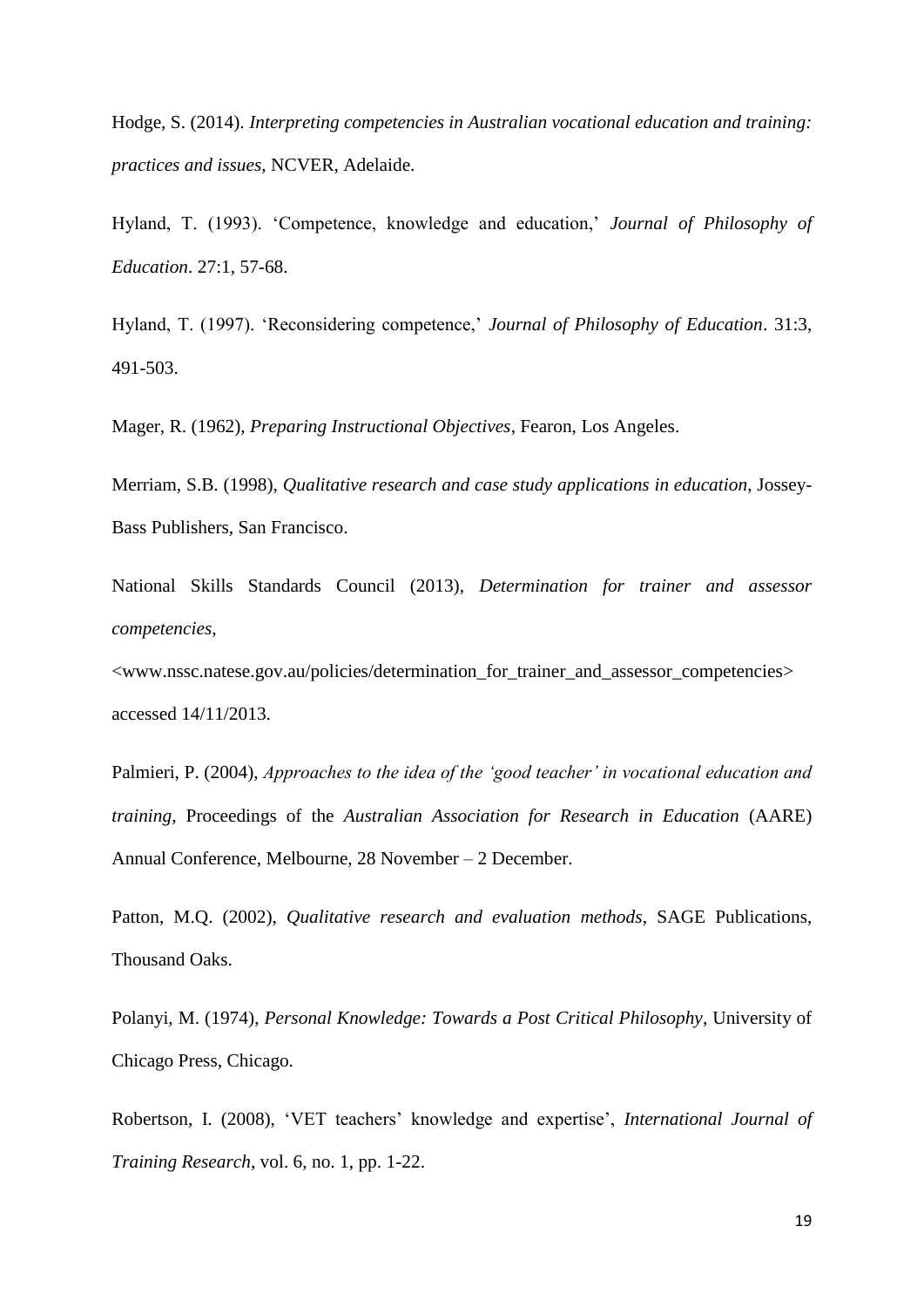Hodge, S. (2014). *Interpreting competencies in Australian vocational education and training: practices and issues*, NCVER, Adelaide.

Hyland, T. (1993). 'Competence, knowledge and education,' *Journal of Philosophy of Education*. 27:1, 57-68.

Hyland, T. (1997). 'Reconsidering competence,' *Journal of Philosophy of Education*. 31:3, 491-503.

Mager, R. (1962), *Preparing Instructional Objectives*, Fearon, Los Angeles.

Merriam, S.B. (1998), *Qualitative research and case study applications in education*, Jossey-Bass Publishers, San Francisco.

National Skills Standards Council (2013), *Determination for trainer and assessor competencies*, <www.nssc.natese.gov.au/policies/determination_for_trainer_and_assessor_competencies> accessed 14/11/2013.

Palmieri, P. (2004), *Approaches to the idea of the 'good teacher' in vocational education and training*, Proceedings of the *Australian Association for Research in Education* (AARE) Annual Conference, Melbourne, 28 November – 2 December.

Patton, M.Q. (2002), *Qualitative research and evaluation methods*, SAGE Publications, Thousand Oaks.

Polanyi, M. (1974), *Personal Knowledge: Towards a Post Critical Philosophy*, University of Chicago Press, Chicago.

Robertson, I. (2008), 'VET teachers' knowledge and expertise', *International Journal of Training Research*, vol. 6, no. 1, pp. 1-22.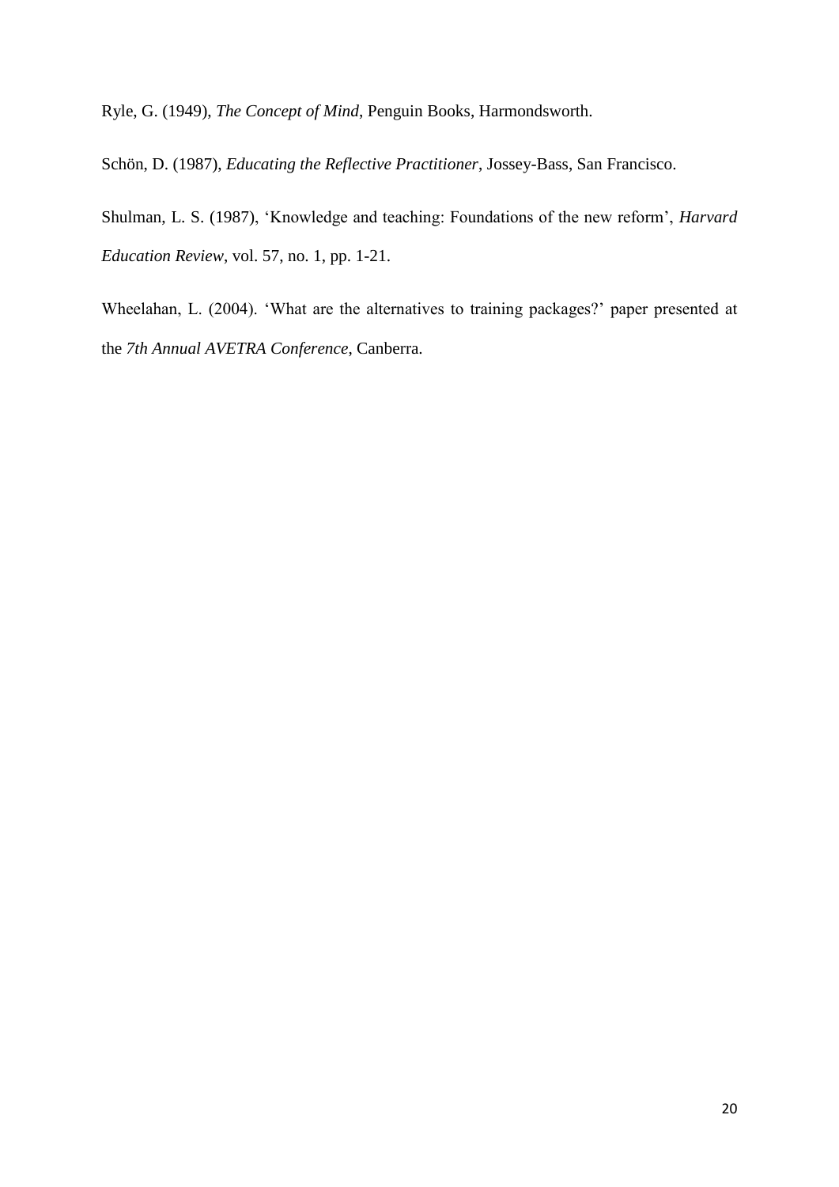Ryle, G. (1949), *The Concept of Mind*, Penguin Books, Harmondsworth.

Schön, D. (1987), *Educating the Reflective Practitioner*, Jossey-Bass, San Francisco.

Shulman, L. S. (1987), 'Knowledge and teaching: Foundations of the new reform', *Harvard Education Review*, vol. 57, no. 1, pp. 1-21.

Wheelahan, L. (2004). 'What are the alternatives to training packages?' paper presented at the *7th Annual AVETRA Conference*, Canberra.